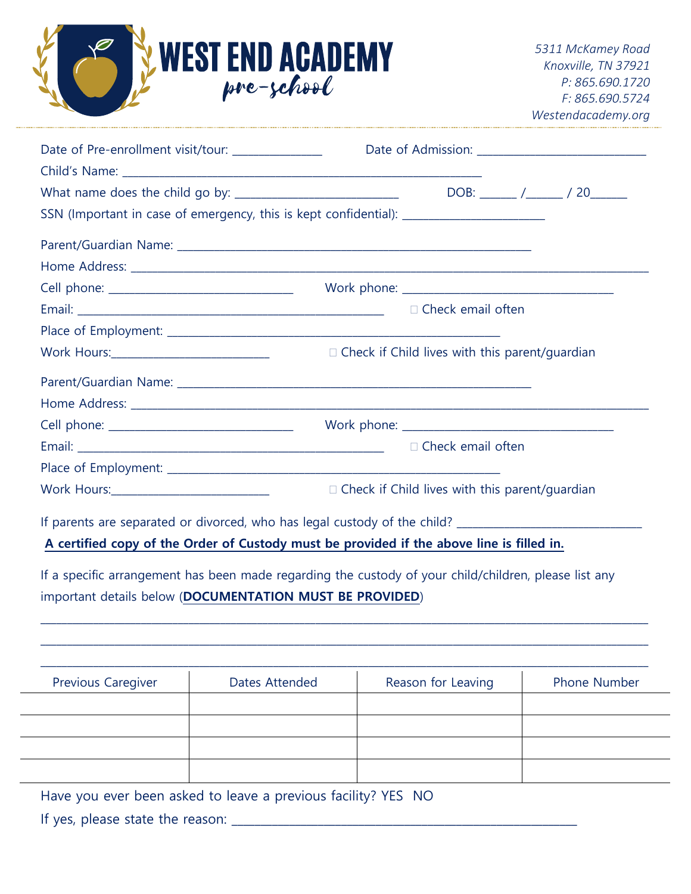# WEST END ACADEMY

*pre-school*

*5311 McKamey Road*
*Knoxville, TN 37921*
*P: 865.690.1720*
*F: 865.690.5724*
*Westendacademy.org*

Date of Pre-enrollment visit/tour: _______________ Date of Admission: ____________________________

Child's Name: _______________________________________________________________

What name does the child go by: ____________________________ DOB: ______ /______ / 20______

SSN (Important in case of emergency, this is kept confidential): ________________________

Parent/Guardian Name: _____________________________________________________________

Home Address: _____________________________________________________________________________________

Cell phone: _______________________________ Work phone: ____________________________________

Email: _____________________________________________________ ☐ Check email often

Place of Employment: _________________________________________________________

Work Hours:___________________________ ☐ Check if Child lives with this parent/guardian

Parent/Guardian Name: _____________________________________________________________

Home Address: _____________________________________________________________________________________

Cell phone: _______________________________ Work phone: ____________________________________

Email: _____________________________________________________ ☐ Check email often

Place of Employment: _________________________________________________________

Work Hours:___________________________ ☐ Check if Child lives with this parent/guardian

If parents are separated or divorced, who has legal custody of the child? _______________________________

**A certified copy of the Order of Custody must be provided if the above line is filled in.**

If a specific arrangement has been made regarding the custody of your child/children, please list any important details below (**DOCUMENTATION MUST BE PROVIDED**)

_____________________________________________________________________________________________________

_____________________________________________________________________________________________________

_____________________________________________________________________________________________________

| Previous Caregiver | Dates Attended | Reason for Leaving | Phone Number |
|---|---|---|---|
| | | | |
| | | | |
| | | | |
| | | | |

Have you ever been asked to leave a previous facility? YES NO

If yes, please state the reason: ____________________________________________________________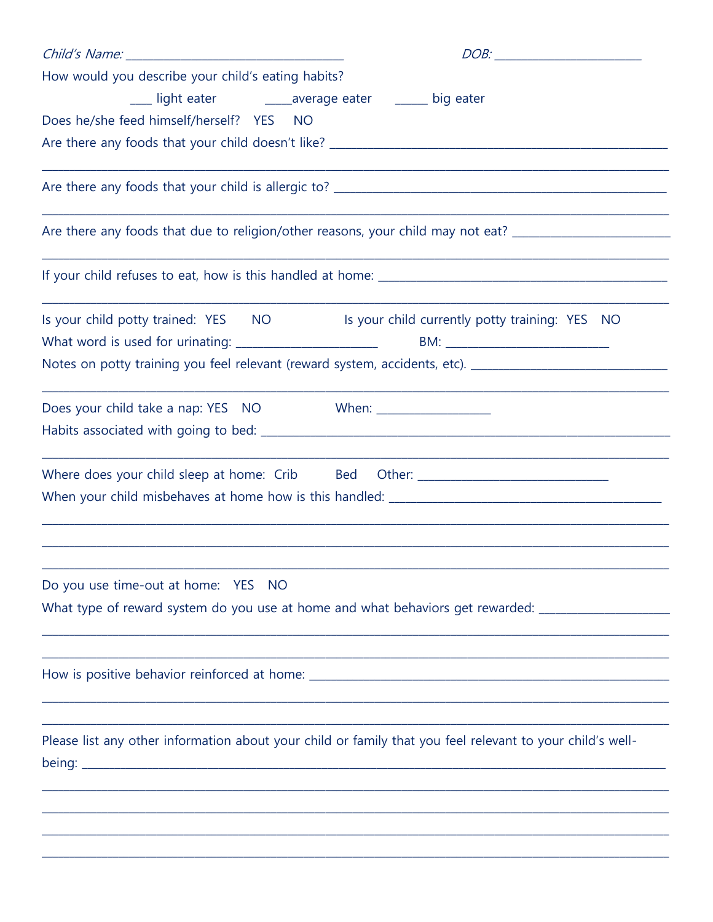*Child's Name:* ___________________________________ *DOB:* ________________________

How would you describe your child's eating habits?

____ light eater ____average eater ______ big eater

Does he/she feed himself/herself? YES NO

Are there any foods that your child doesn't like? ________________________________________________________

_____________________________________________________________________________________________

Are there any foods that your child is allergic to? ______________________________________________________

_____________________________________________________________________________________________

Are there any foods that due to religion/other reasons, your child may not eat? ________________________

_____________________________________________________________________________________________

If your child refuses to eat, how is this handled at home: _____________________________________________

_____________________________________________________________________________________________

Is your child potty trained: YES NO Is your child currently potty training: YES NO

What word is used for urinating: ______________________ BM: __________________________

Notes on potty training you feel relevant (reward system, accidents, etc). ______________________________

_____________________________________________________________________________________________

Does your child take a nap: YES NO When: __________________

Habits associated with going to bed: _________________________________________________________________

_____________________________________________________________________________________________

Where does your child sleep at home: Crib Bed Other: ______________________________

When your child misbehaves at home how is this handled: ___________________________________________

_____________________________________________________________________________________________

_____________________________________________________________________________________________

_____________________________________________________________________________________________

Do you use time-out at home: YES NO

What type of reward system do you use at home and what behaviors get rewarded: _____________________

_____________________________________________________________________________________________

_____________________________________________________________________________________________

How is positive behavior reinforced at home: ____________________________________________________________

_____________________________________________________________________________________________

_____________________________________________________________________________________________

Please list any other information about your child or family that you feel relevant to your child's well-being: ___________________________________________________________________________________________

_____________________________________________________________________________________________

_____________________________________________________________________________________________

_____________________________________________________________________________________________

_____________________________________________________________________________________________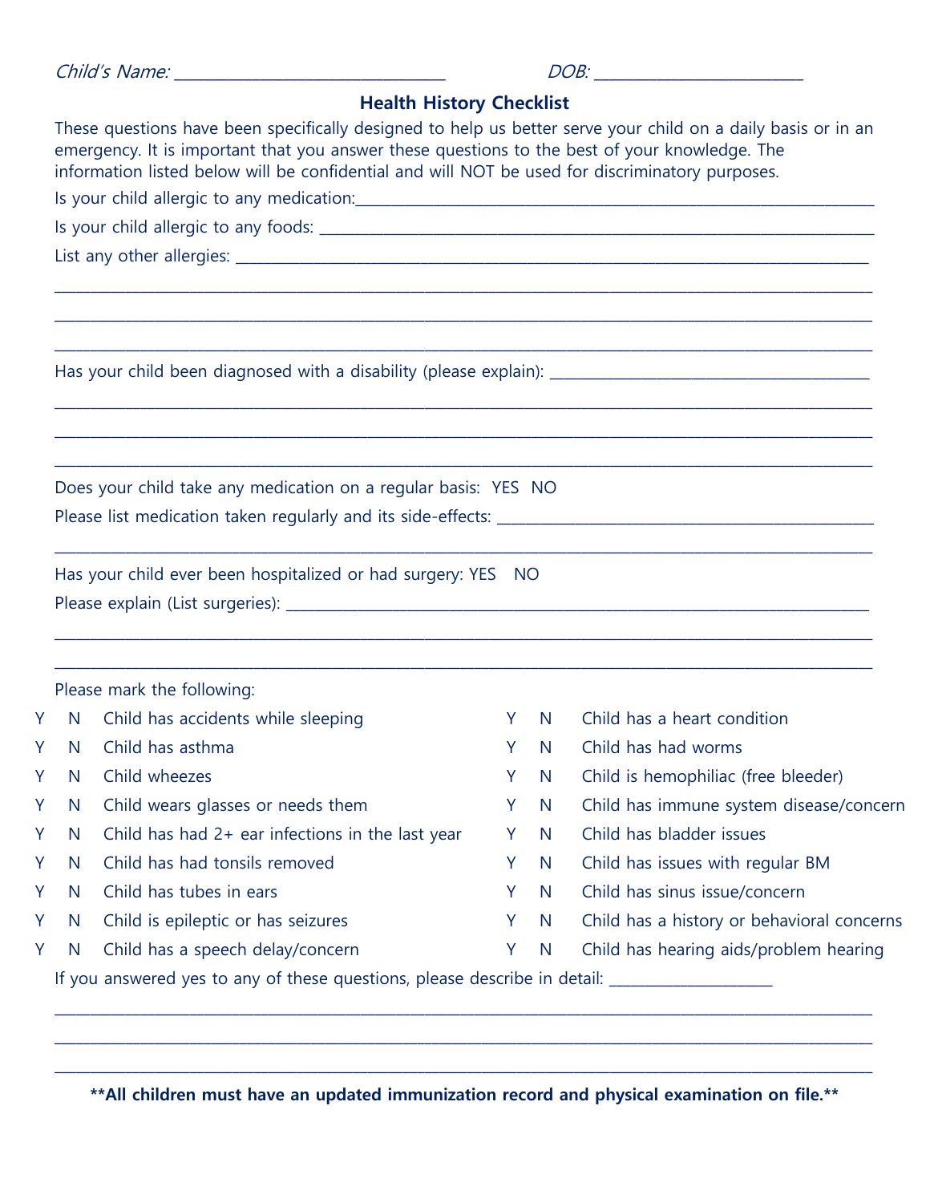*Child's Name:* ______________________________ *DOB:* ________________________

## Health History Checklist

These questions have been specifically designed to help us better serve your child on a daily basis or in an emergency. It is important that you answer these questions to the best of your knowledge. The information listed below will be confidential and will NOT be used for discriminatory purposes.

Is your child allergic to any medication:____________________________________________________________

Is your child allergic to any foods: ________________________________________________________________

List any other allergies: _______________________________________________________________________

______________________________________________________________________________________

______________________________________________________________________________________

______________________________________________________________________________________

Has your child been diagnosed with a disability (please explain): ____________________________________

______________________________________________________________________________________

______________________________________________________________________________________

______________________________________________________________________________________

Does your child take any medication on a regular basis: YES NO

Please list medication taken regularly and its side-effects: _________________________________________

______________________________________________________________________________________

Has your child ever been hospitalized or had surgery: YES NO

Please explain (List surgeries): _______________________________________________________________

______________________________________________________________________________________

______________________________________________________________________________________

Please mark the following:

| | | | | | |
|---|---|---|---|---|---|
| Y | N | Child has accidents while sleeping | Y | N | Child has a heart condition |
| Y | N | Child has asthma | Y | N | Child has had worms |
| Y | N | Child wheezes | Y | N | Child is hemophiliac (free bleeder) |
| Y | N | Child wears glasses or needs them | Y | N | Child has immune system disease/concern |
| Y | N | Child has had 2+ ear infections in the last year | Y | N | Child has bladder issues |
| Y | N | Child has had tonsils removed | Y | N | Child has issues with regular BM |
| Y | N | Child has tubes in ears | Y | N | Child has sinus issue/concern |
| Y | N | Child is epileptic or has seizures | Y | N | Child has a history or behavioral concerns |
| Y | N | Child has a speech delay/concern | Y | N | Child has hearing aids/problem hearing |

If you answered yes to any of these questions, please describe in detail: ____________________

______________________________________________________________________________________

______________________________________________________________________________________

______________________________________________________________________________________

**\*\*All children must have an updated immunization record and physical examination on file.\*\***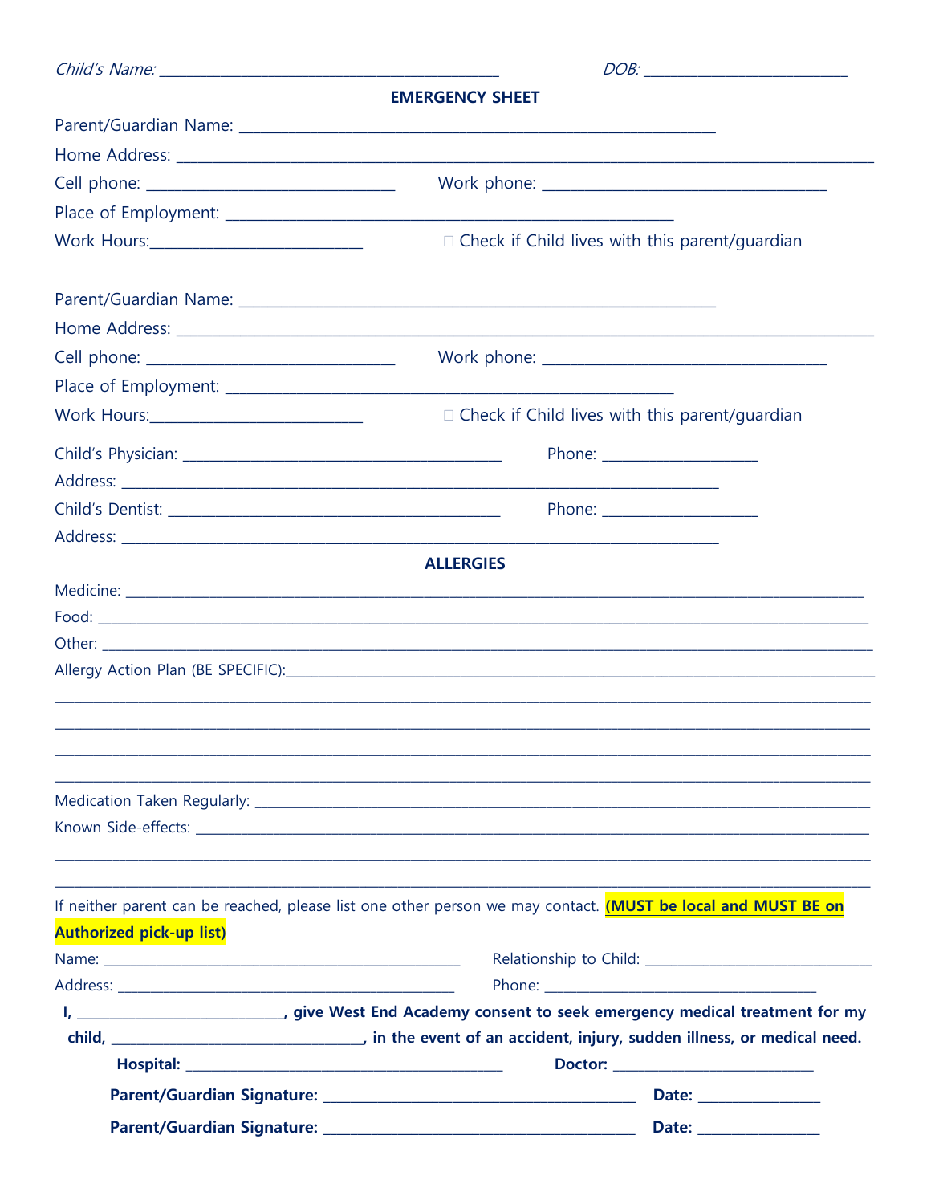*Child's Name:* ______________________________ *DOB:* ____________________

## EMERGENCY SHEET

Parent/Guardian Name: ____________________________________________

Home Address: ______________________________________________________________

Cell phone: ______________________ Work phone: __________________________

Place of Employment: ________________________________________

Work Hours:___________________ ☐ Check if Child lives with this parent/guardian

Parent/Guardian Name: ____________________________________________

Home Address: ______________________________________________________________

Cell phone: ______________________ Work phone: __________________________

Place of Employment: ________________________________________

Work Hours:___________________ ☐ Check if Child lives with this parent/guardian

Child's Physician: ______________________________ Phone: ______________

Address: ________________________________________________________

Child's Dentist: ______________________________ Phone: ______________

Address: ________________________________________________________

## ALLERGIES

Medicine: ______________________________________________________________________

Food: __________________________________________________________________________

Other: _________________________________________________________________________

Allergy Action Plan (BE SPECIFIC):______________________________________________

________________________________________________________________________________

________________________________________________________________________________

________________________________________________________________________________

________________________________________________________________________________

Medication Taken Regularly: ____________________________________________________

Known Side-effects: ____________________________________________________________

________________________________________________________________________________

________________________________________________________________________________

If neither parent can be reached, please list one other person we may contact. **(MUST be local and MUST BE on Authorized pick-up list)**

Name: ___________________________________ Relationship to Child: ______________________

Address: _________________________________ Phone: ___________________________

**I, ____________________, give West End Academy consent to seek emergency medical treatment for my child, ________________________, in the event of an accident, injury, sudden illness, or medical need.**

**Hospital:** ________________________________ **Doctor:** ____________________

**Parent/Guardian Signature:** ______________________________ **Date:** ____________

**Parent/Guardian Signature:** ______________________________ **Date:** ____________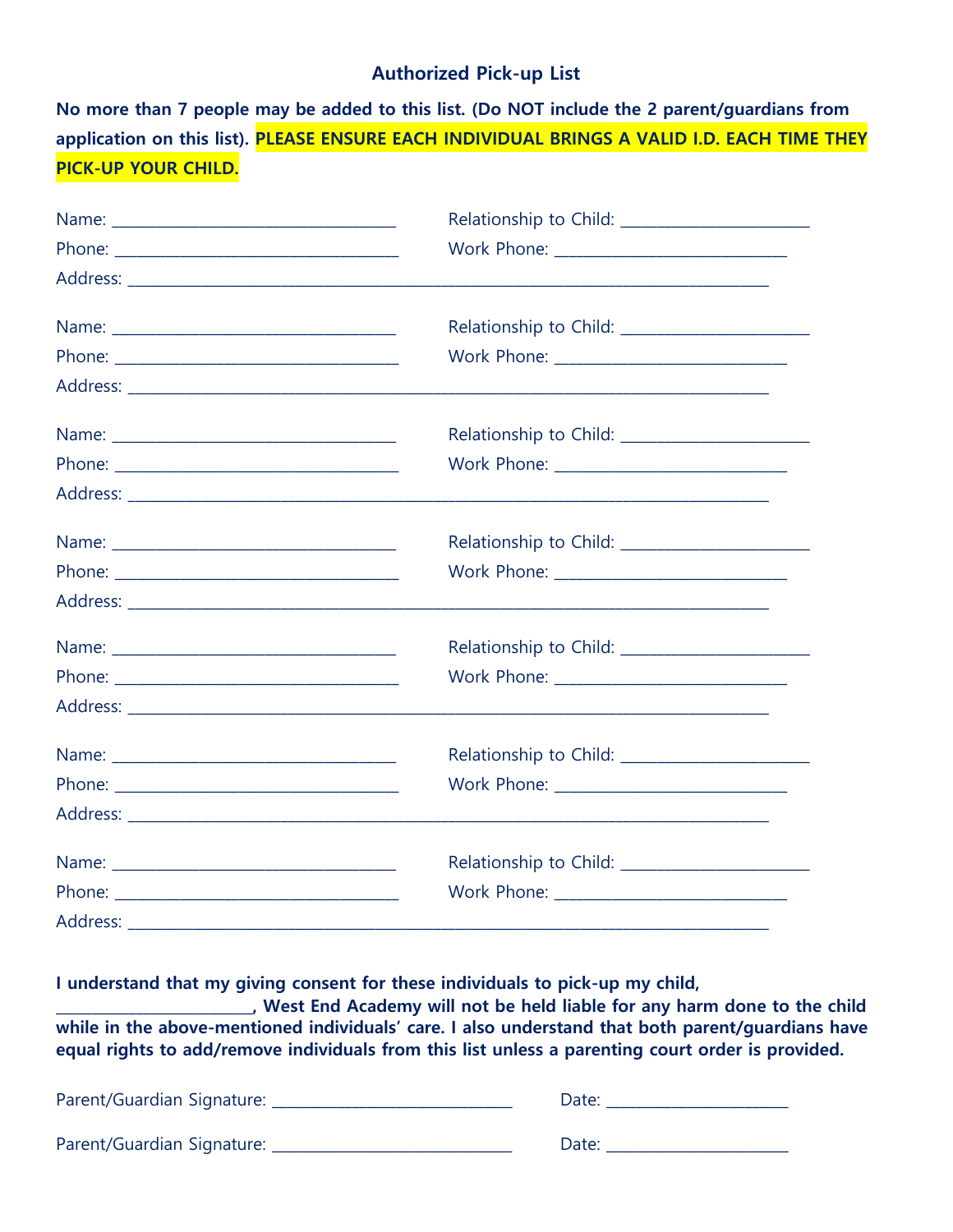# Authorized Pick-up List

**No more than 7 people may be added to this list. (Do NOT include the 2 parent/guardians from application on this list). PLEASE ENSURE EACH INDIVIDUAL BRINGS A VALID I.D. EACH TIME THEY PICK-UP YOUR CHILD.**

Name: ___________________________________ Relationship to Child: _______________________
Phone: ___________________________________ Work Phone: ____________________________
Address: _______________________________________________________________________________

Name: ___________________________________ Relationship to Child: _______________________
Phone: ___________________________________ Work Phone: ____________________________
Address: _______________________________________________________________________________

Name: ___________________________________ Relationship to Child: _______________________
Phone: ___________________________________ Work Phone: ____________________________
Address: _______________________________________________________________________________

Name: ___________________________________ Relationship to Child: _______________________
Phone: ___________________________________ Work Phone: ____________________________
Address: _______________________________________________________________________________

Name: ___________________________________ Relationship to Child: _______________________
Phone: ___________________________________ Work Phone: ____________________________
Address: _______________________________________________________________________________

Name: ___________________________________ Relationship to Child: _______________________
Phone: ___________________________________ Work Phone: ____________________________
Address: _______________________________________________________________________________

Name: ___________________________________ Relationship to Child: _______________________
Phone: ___________________________________ Work Phone: ____________________________
Address: _______________________________________________________________________________

**I understand that my giving consent for these individuals to pick-up my child, ________________________, West End Academy will not be held liable for any harm done to the child while in the above-mentioned individuals' care. I also understand that both parent/guardians have equal rights to add/remove individuals from this list unless a parenting court order is provided.**

Parent/Guardian Signature: ______________________________ Date: _______________________

Parent/Guardian Signature: ______________________________ Date: _______________________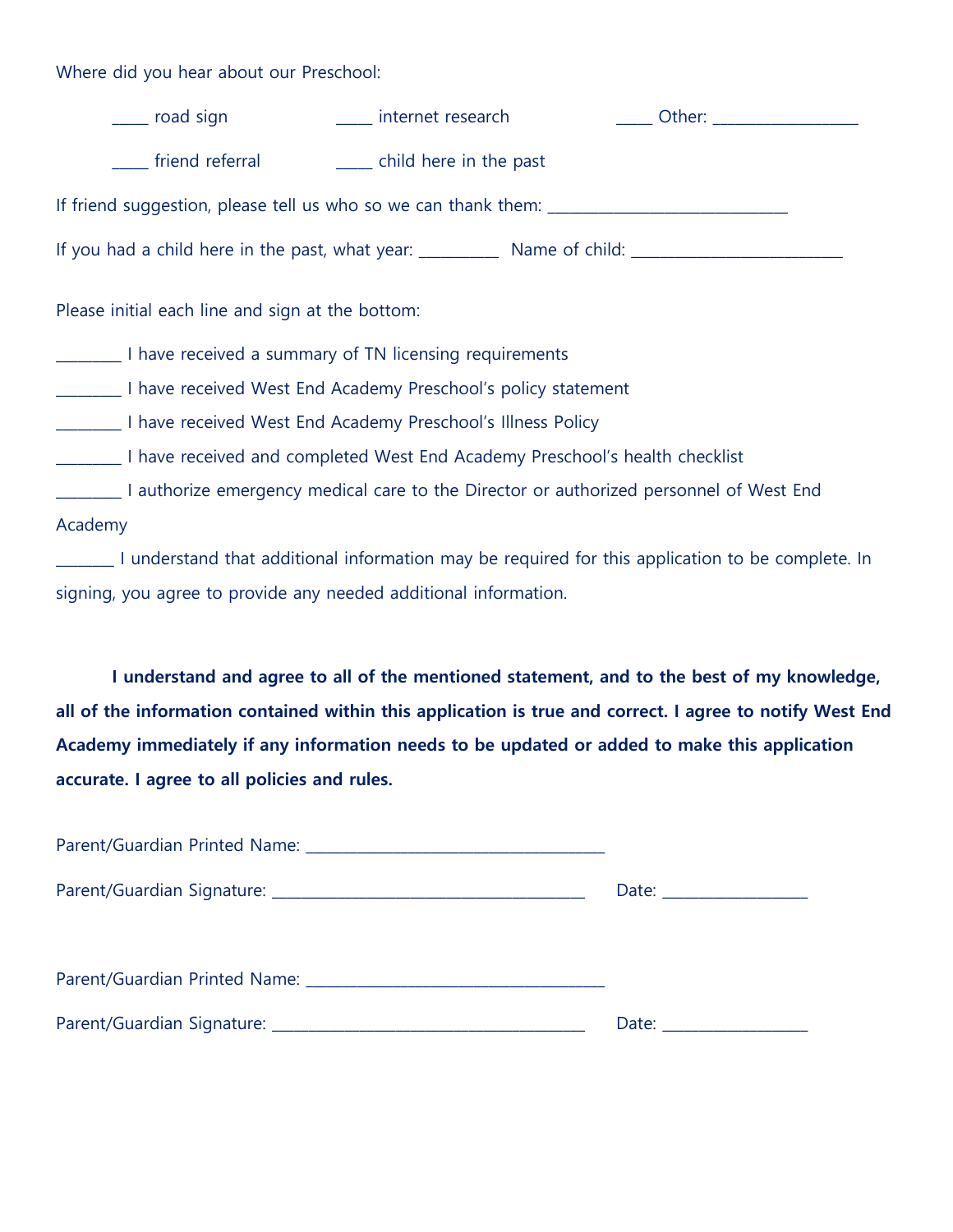Where did you hear about our Preschool:

_____ road sign _____ internet research _____ Other: __________________

_____ friend referral _____ child here in the past

If friend suggestion, please tell us who so we can thank them: ______________________________

If you had a child here in the past, what year: __________ Name of child: ___________________________

Please initial each line and sign at the bottom:

________ I have received a summary of TN licensing requirements

________ I have received West End Academy Preschool's policy statement

________ I have received West End Academy Preschool's Illness Policy

________ I have received and completed West End Academy Preschool's health checklist

________ I authorize emergency medical care to the Director or authorized personnel of West End Academy

_______ I understand that additional information may be required for this application to be complete. In signing, you agree to provide any needed additional information.

**I understand and agree to all of the mentioned statement, and to the best of my knowledge, all of the information contained within this application is true and correct. I agree to notify West End Academy immediately if any information needs to be updated or added to make this application accurate. I agree to all policies and rules.**

Parent/Guardian Printed Name: _____________________________________

Parent/Guardian Signature: _______________________________________ Date: __________________

Parent/Guardian Printed Name: _____________________________________

Parent/Guardian Signature: _______________________________________ Date: __________________